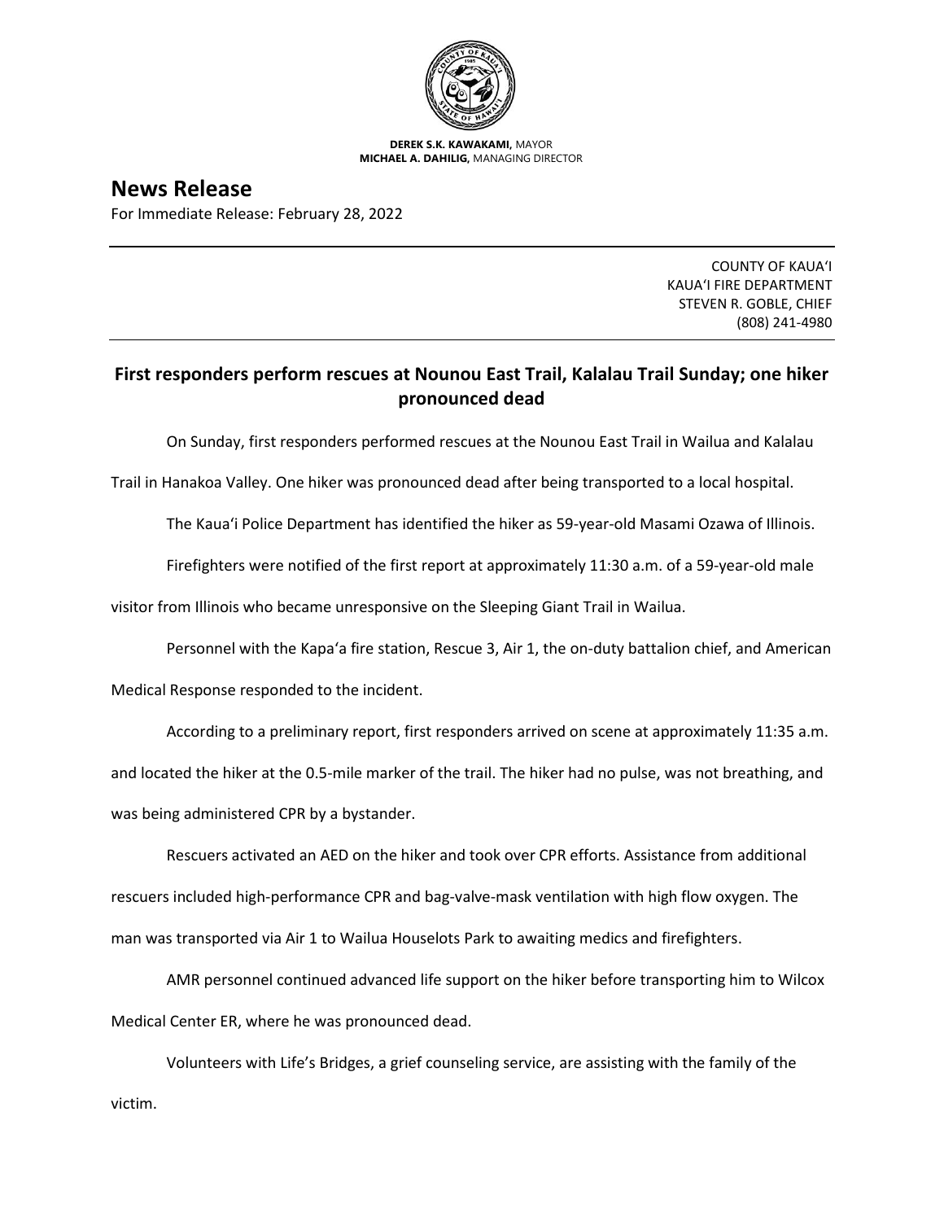**DEREK S.K. KAWAKAMI,** MAYOR
**MICHAEL A. DAHILIG,** MANAGING DIRECTOR

# News Release

For Immediate Release: February 28, 2022

COUNTY OF KAUA'I
KAUA'I FIRE DEPARTMENT
STEVEN R. GOBLE, CHIEF
(808) 241-4980

## First responders perform rescues at Nounou East Trail, Kalalau Trail Sunday; one hiker pronounced dead

On Sunday, first responders performed rescues at the Nounou East Trail in Wailua and Kalalau Trail in Hanakoa Valley. One hiker was pronounced dead after being transported to a local hospital.

The Kaua'i Police Department has identified the hiker as 59-year-old Masami Ozawa of Illinois.

Firefighters were notified of the first report at approximately 11:30 a.m. of a 59-year-old male visitor from Illinois who became unresponsive on the Sleeping Giant Trail in Wailua.

Personnel with the Kapa'a fire station, Rescue 3, Air 1, the on-duty battalion chief, and American Medical Response responded to the incident.

According to a preliminary report, first responders arrived on scene at approximately 11:35 a.m. and located the hiker at the 0.5-mile marker of the trail. The hiker had no pulse, was not breathing, and was being administered CPR by a bystander.

Rescuers activated an AED on the hiker and took over CPR efforts. Assistance from additional rescuers included high-performance CPR and bag-valve-mask ventilation with high flow oxygen. The man was transported via Air 1 to Wailua Houselots Park to awaiting medics and firefighters.

AMR personnel continued advanced life support on the hiker before transporting him to Wilcox Medical Center ER, where he was pronounced dead.

Volunteers with Life's Bridges, a grief counseling service, are assisting with the family of the victim.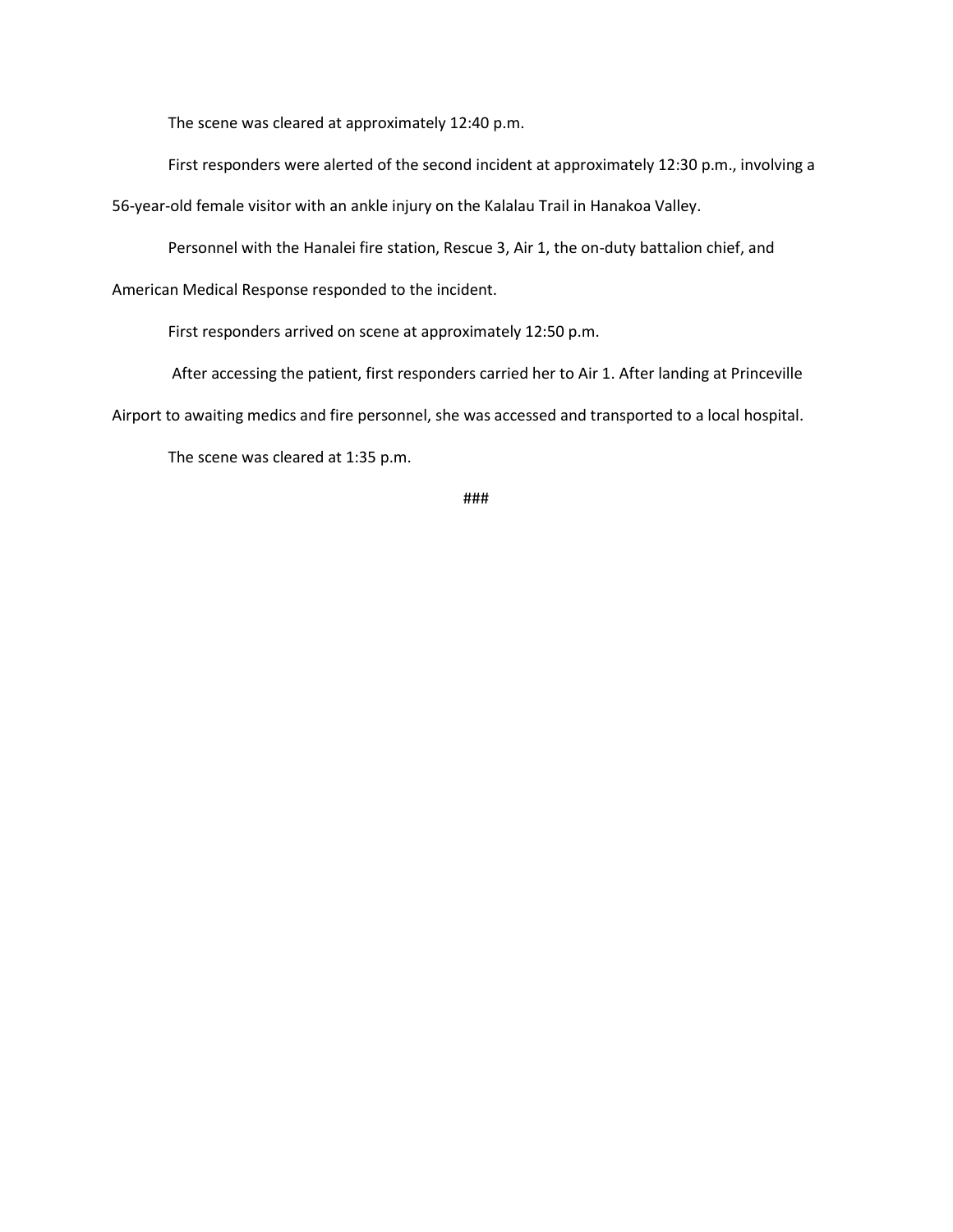The scene was cleared at approximately 12:40 p.m.

First responders were alerted of the second incident at approximately 12:30 p.m., involving a 56-year-old female visitor with an ankle injury on the Kalalau Trail in Hanakoa Valley.

Personnel with the Hanalei fire station, Rescue 3, Air 1, the on-duty battalion chief, and American Medical Response responded to the incident.

First responders arrived on scene at approximately 12:50 p.m.

After accessing the patient, first responders carried her to Air 1. After landing at Princeville Airport to awaiting medics and fire personnel, she was accessed and transported to a local hospital.

The scene was cleared at 1:35 p.m.

###